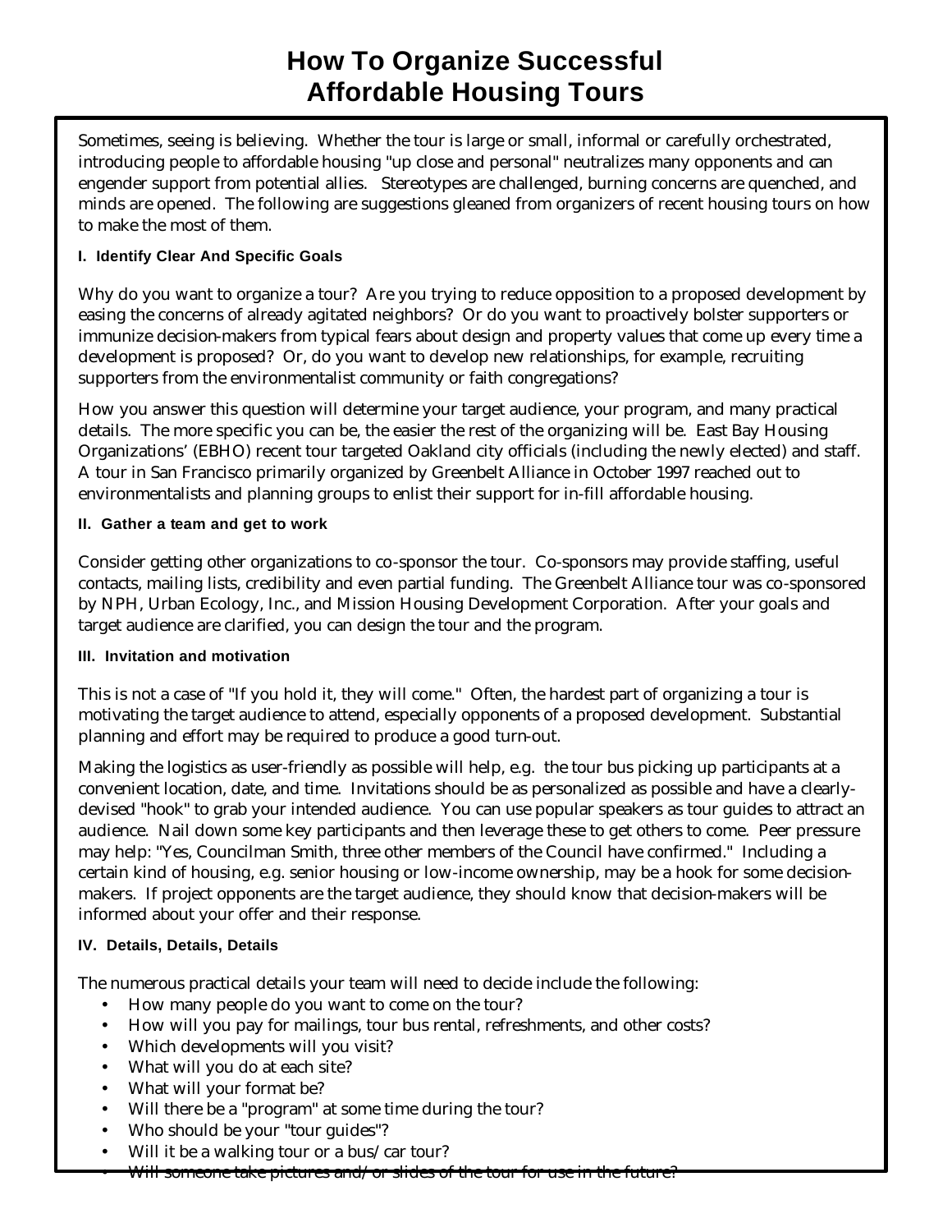# How To Organize Successful Affordable Housing Tours

Sometimes, seeing is believing. Whether the tour is large or small, informal or carefully orchestrated, introducing people to affordable housing "up close and personal" neutralizes many opponents and can engender support from potential allies. Stereotypes are challenged, burning concerns are quenched, and minds are opened. The following are suggestions gleaned from organizers of recent housing tours on how to make the most of them.

### I. Identify Clear And Specific Goals

Why do you want to organize a tour? Are you trying to reduce opposition to a proposed development by easing the concerns of already agitated neighbors? Or do you want to proactively bolster supporters or immunize decision-makers from typical fears about design and property values that come up every time a development is proposed? Or, do you want to develop new relationships, for example, recruiting supporters from the environmentalist community or faith congregations?

How you answer this question will determine your target audience, your program, and many practical details. The more specific you can be, the easier the rest of the organizing will be. East Bay Housing Organizations' (EBHO) recent tour targeted Oakland city officials (including the newly elected) and staff. A tour in San Francisco primarily organized by Greenbelt Alliance in October 1997 reached out to environmentalists and planning groups to enlist their support for in-fill affordable housing.

### II. Gather a team and get to work

Consider getting other organizations to co-sponsor the tour. Co-sponsors may provide staffing, useful contacts, mailing lists, credibility and even partial funding. The Greenbelt Alliance tour was co-sponsored by NPH, Urban Ecology, Inc., and Mission Housing Development Corporation. After your goals and target audience are clarified, you can design the tour and the program.

### III. Invitation and motivation

This is not a case of "If you hold it, they will come." Often, the hardest part of organizing a tour is motivating the target audience to attend, especially opponents of a proposed development. Substantial planning and effort may be required to produce a good turn-out.

Making the logistics as user-friendly as possible will help, e.g. the tour bus picking up participants at a convenient location, date, and time. Invitations should be as personalized as possible and have a clearly-devised "hook" to grab your intended audience. You can use popular speakers as tour guides to attract an audience. Nail down some key participants and then leverage these to get others to come. Peer pressure may help: "Yes, Councilman Smith, three other members of the Council have confirmed." Including a certain kind of housing, e.g. senior housing or low-income ownership, may be a hook for some decision-makers. If project opponents are the target audience, they should know that decision-makers will be informed about your offer and their response.

### IV. Details, Details, Details

The numerous practical details your team will need to decide include the following:

- How many people do you want to come on the tour?
- How will you pay for mailings, tour bus rental, refreshments, and other costs?
- Which developments will you visit?
- What will you do at each site?
- What will your format be?
- Will there be a "program" at some time during the tour?
- Who should be your "tour guides"?
- Will it be a walking tour or a bus/car tour?
- Will someone take pictures and/or slides of the tour for use in the future?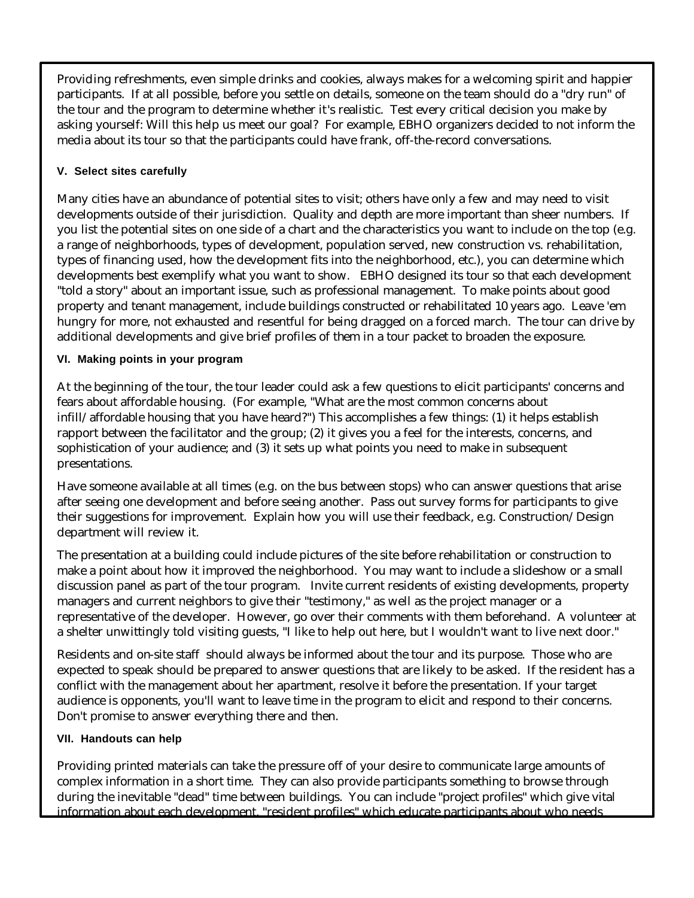Providing refreshments, even simple drinks and cookies, always makes for a welcoming spirit and happier participants. If at all possible, before you settle on details, someone on the team should do a "dry run" of the tour and the program to determine whether it's realistic. Test every critical decision you make by asking yourself: Will this help us meet our goal? For example, EBHO organizers decided to not inform the media about its tour so that the participants could have frank, off-the-record conversations.

#### V. Select sites carefully

Many cities have an abundance of potential sites to visit; others have only a few and may need to visit developments outside of their jurisdiction. Quality and depth are more important than sheer numbers. If you list the potential sites on one side of a chart and the characteristics you want to include on the top (e.g. a range of neighborhoods, types of development, population served, new construction vs. rehabilitation, types of financing used, how the development fits into the neighborhood, etc.), you can determine which developments best exemplify what you want to show. EBHO designed its tour so that each development "told a story" about an important issue, such as professional management. To make points about good property and tenant management, include buildings constructed or rehabilitated 10 years ago. Leave 'em hungry for more, not exhausted and resentful for being dragged on a forced march. The tour can drive by additional developments and give brief profiles of them in a tour packet to broaden the exposure.

#### VI. Making points in your program

At the beginning of the tour, the tour leader could ask a few questions to elicit participants' concerns and fears about affordable housing. (For example, "What are the most common concerns about infill/affordable housing that you have heard?") This accomplishes a few things: (1) it helps establish rapport between the facilitator and the group; (2) it gives you a feel for the interests, concerns, and sophistication of your audience; and (3) it sets up what points you need to make in subsequent presentations.

Have someone available at all times (e.g. on the bus between stops) who can answer questions that arise after seeing one development and before seeing another. Pass out survey forms for participants to give their suggestions for improvement. Explain how you will use their feedback, e.g. Construction/Design department will review it.

The presentation at a building could include pictures of the site before rehabilitation or construction to make a point about how it improved the neighborhood. You may want to include a slideshow or a small discussion panel as part of the tour program. Invite current residents of existing developments, property managers and current neighbors to give their "testimony," as well as the project manager or a representative of the developer. However, go over their comments with them beforehand. A volunteer at a shelter unwittingly told visiting guests, "I like to help out here, but I wouldn't want to live next door."

Residents and on-site staff should always be informed about the tour and its purpose. Those who are expected to speak should be prepared to answer questions that are likely to be asked. If the resident has a conflict with the management about her apartment, resolve it before the presentation. If your target audience is opponents, you'll want to leave time in the program to elicit and respond to their concerns. Don't promise to answer everything there and then.

#### VII. Handouts can help

Providing printed materials can take the pressure off of your desire to communicate large amounts of complex information in a short time. They can also provide participants something to browse through during the inevitable "dead" time between buildings. You can include "project profiles" which give vital information about each development, "resident profiles" which educate participants about who needs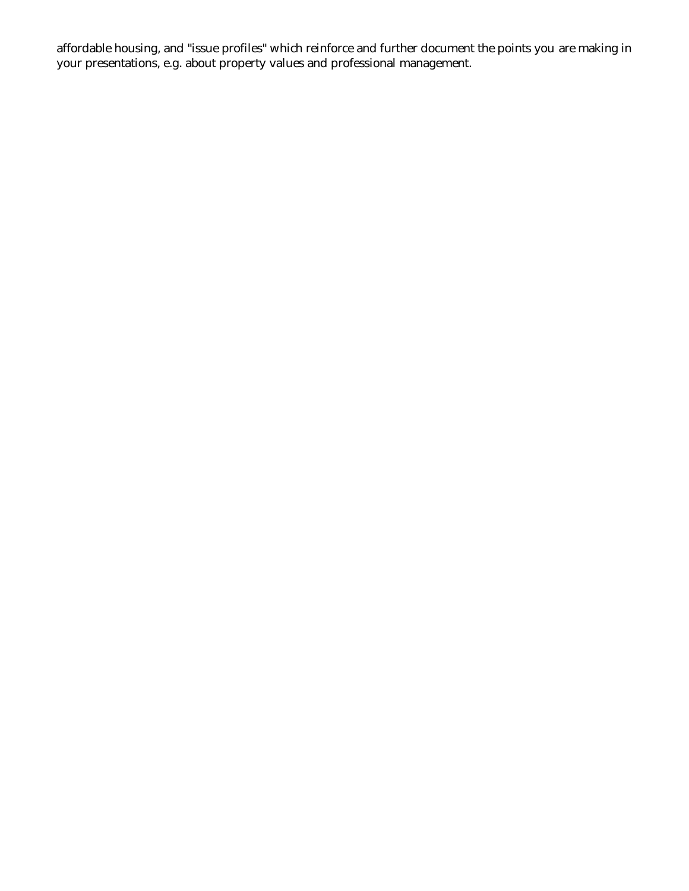affordable housing, and "issue profiles" which reinforce and further document the points you are making in your presentations, e.g. about property values and professional management.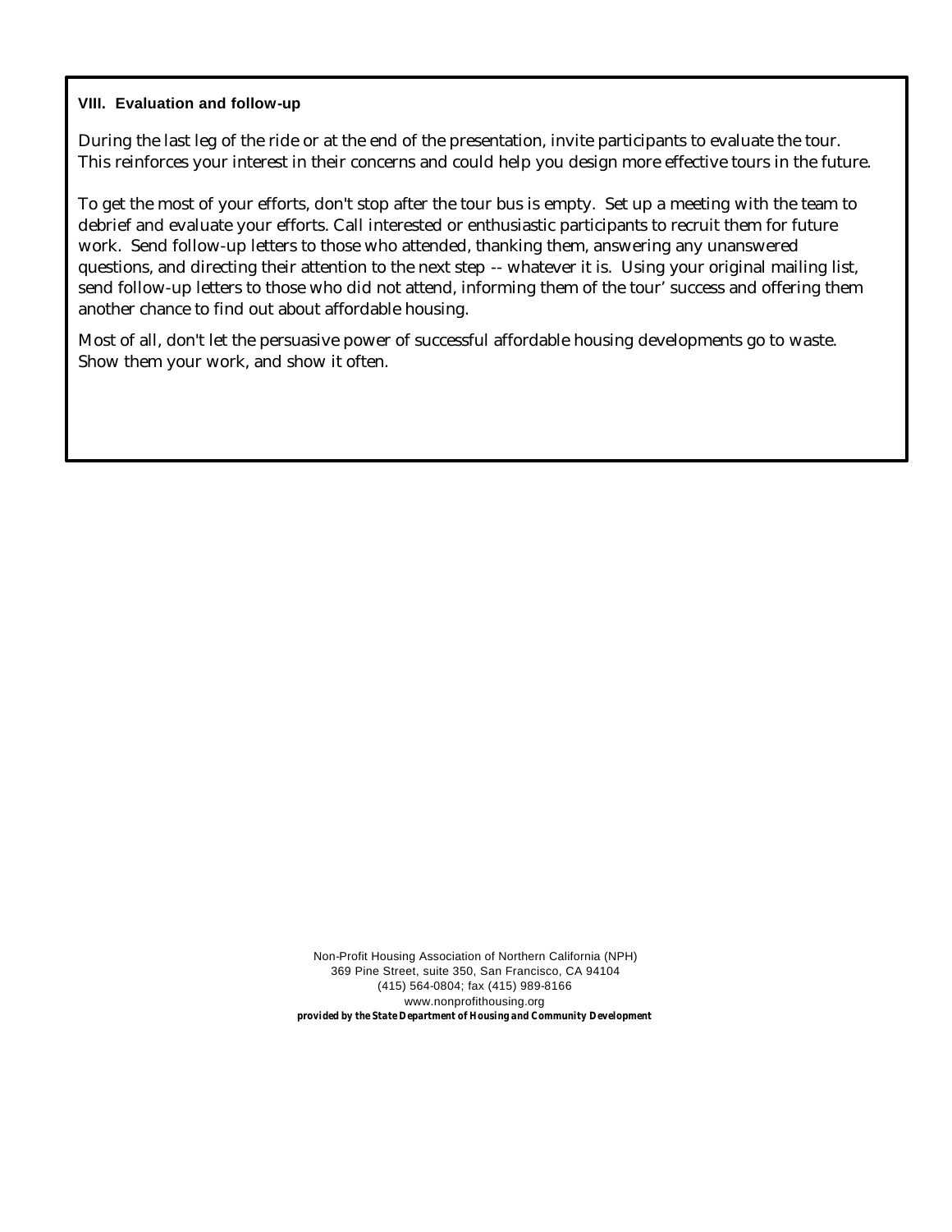### VIII. Evaluation and follow-up

During the last leg of the ride or at the end of the presentation, invite participants to evaluate the tour. This reinforces your interest in their concerns and could help you design more effective tours in the future.

To get the most of your efforts, don't stop after the tour bus is empty. Set up a meeting with the team to debrief and evaluate your efforts. Call interested or enthusiastic participants to recruit them for future work. Send follow-up letters to those who attended, thanking them, answering any unanswered questions, and directing their attention to the next step -- whatever it is. Using your original mailing list, send follow-up letters to those who did not attend, informing them of the tour' success and offering them another chance to find out about affordable housing.

Most of all, don't let the persuasive power of successful affordable housing developments go to waste. Show them your work, and show it often.

Non-Profit Housing Association of Northern California (NPH)
369 Pine Street, suite 350, San Francisco, CA 94104
(415) 564-0804; fax (415) 989-8166
www.nonprofithousing.org
***provided by the State Department of Housing and Community Development***